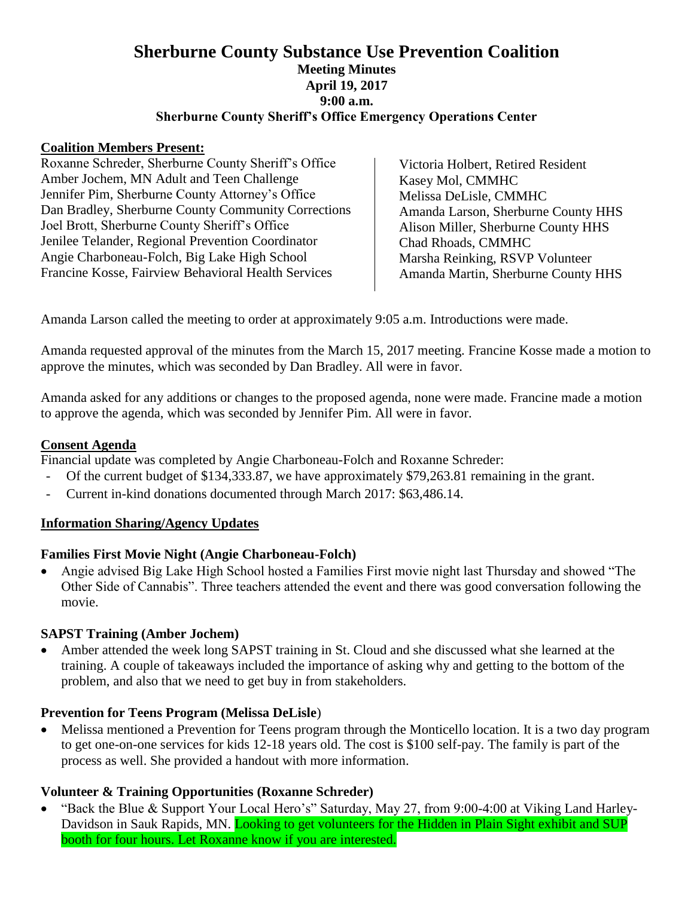# Sherburne County Substance Use Prevention Coalition

**Meeting Minutes**
**April 19, 2017**
**9:00 a.m.**
**Sherburne County Sheriff's Office Emergency Operations Center**

## Coalition Members Present:

Roxanne Schreder, Sherburne County Sheriff's Office
Amber Jochem, MN Adult and Teen Challenge
Jennifer Pim, Sherburne County Attorney's Office
Dan Bradley, Sherburne County Community Corrections
Joel Brott, Sherburne County Sheriff's Office
Jenilee Telander, Regional Prevention Coordinator
Angie Charboneau-Folch, Big Lake High School
Francine Kosse, Fairview Behavioral Health Services
Victoria Holbert, Retired Resident
Kasey Mol, CMMHC
Melissa DeLisle, CMMHC
Amanda Larson, Sherburne County HHS
Alison Miller, Sherburne County HHS
Chad Rhoads, CMMHC
Marsha Reinking, RSVP Volunteer
Amanda Martin, Sherburne County HHS

Amanda Larson called the meeting to order at approximately 9:05 a.m. Introductions were made.

Amanda requested approval of the minutes from the March 15, 2017 meeting. Francine Kosse made a motion to approve the minutes, which was seconded by Dan Bradley. All were in favor.

Amanda asked for any additions or changes to the proposed agenda, none were made. Francine made a motion to approve the agenda, which was seconded by Jennifer Pim. All were in favor.

## Consent Agenda

Financial update was completed by Angie Charboneau-Folch and Roxanne Schreder:

- Of the current budget of $134,333.87, we have approximately $79,263.81 remaining in the grant.
- Current in-kind donations documented through March 2017: $63,486.14.

## Information Sharing/Agency Updates

### Families First Movie Night (Angie Charboneau-Folch)

- Angie advised Big Lake High School hosted a Families First movie night last Thursday and showed "The Other Side of Cannabis". Three teachers attended the event and there was good conversation following the movie.

### SAPST Training (Amber Jochem)

- Amber attended the week long SAPST training in St. Cloud and she discussed what she learned at the training. A couple of takeaways included the importance of asking why and getting to the bottom of the problem, and also that we need to get buy in from stakeholders.

### Prevention for Teens Program (Melissa DeLisle)

- Melissa mentioned a Prevention for Teens program through the Monticello location. It is a two day program to get one-on-one services for kids 12-18 years old. The cost is $100 self-pay. The family is part of the process as well. She provided a handout with more information.

### Volunteer & Training Opportunities (Roxanne Schreder)

- "Back the Blue & Support Your Local Hero's" Saturday, May 27, from 9:00-4:00 at Viking Land Harley-Davidson in Sauk Rapids, MN. Looking to get volunteers for the Hidden in Plain Sight exhibit and SUP booth for four hours. Let Roxanne know if you are interested.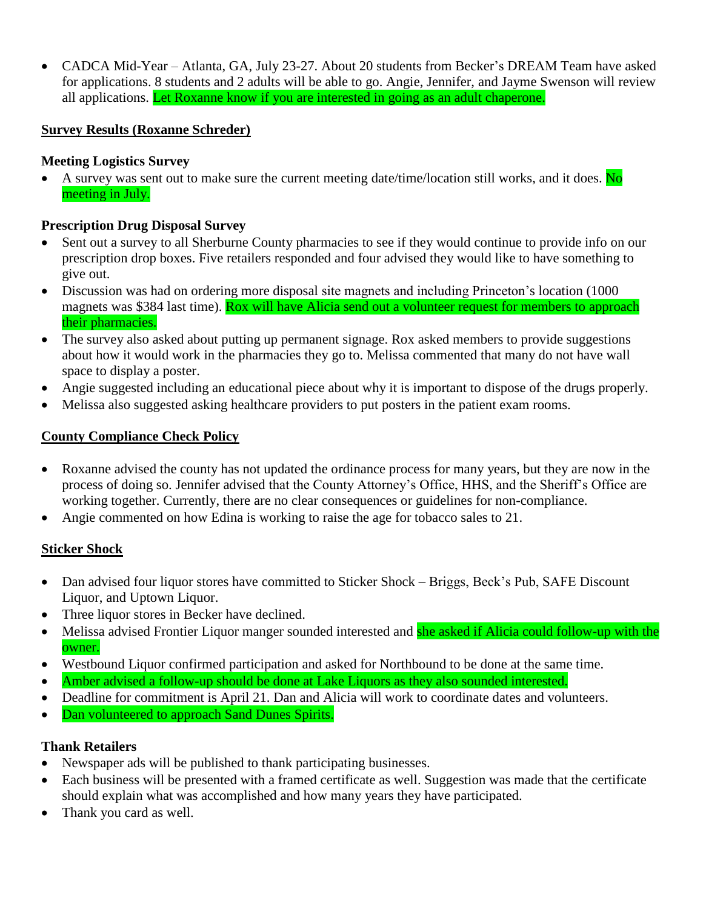- CADCA Mid-Year – Atlanta, GA, July 23-27. About 20 students from Becker's DREAM Team have asked for applications. 8 students and 2 adults will be able to go. Angie, Jennifer, and Jayme Swenson will review all applications. Let Roxanne know if you are interested in going as an adult chaperone.

**Survey Results (Roxanne Schreder)**

**Meeting Logistics Survey**

- A survey was sent out to make sure the current meeting date/time/location still works, and it does. No meeting in July.

**Prescription Drug Disposal Survey**

- Sent out a survey to all Sherburne County pharmacies to see if they would continue to provide info on our prescription drop boxes. Five retailers responded and four advised they would like to have something to give out.
- Discussion was had on ordering more disposal site magnets and including Princeton's location (1000 magnets was $384 last time). Rox will have Alicia send out a volunteer request for members to approach their pharmacies.
- The survey also asked about putting up permanent signage. Rox asked members to provide suggestions about how it would work in the pharmacies they go to. Melissa commented that many do not have wall space to display a poster.
- Angie suggested including an educational piece about why it is important to dispose of the drugs properly.
- Melissa also suggested asking healthcare providers to put posters in the patient exam rooms.

**County Compliance Check Policy**

- Roxanne advised the county has not updated the ordinance process for many years, but they are now in the process of doing so. Jennifer advised that the County Attorney's Office, HHS, and the Sheriff's Office are working together. Currently, there are no clear consequences or guidelines for non-compliance.
- Angie commented on how Edina is working to raise the age for tobacco sales to 21.

**Sticker Shock**

- Dan advised four liquor stores have committed to Sticker Shock – Briggs, Beck's Pub, SAFE Discount Liquor, and Uptown Liquor.
- Three liquor stores in Becker have declined.
- Melissa advised Frontier Liquor manger sounded interested and she asked if Alicia could follow-up with the owner.
- Westbound Liquor confirmed participation and asked for Northbound to be done at the same time.
- Amber advised a follow-up should be done at Lake Liquors as they also sounded interested.
- Deadline for commitment is April 21. Dan and Alicia will work to coordinate dates and volunteers.
- Dan volunteered to approach Sand Dunes Spirits.

**Thank Retailers**

- Newspaper ads will be published to thank participating businesses.
- Each business will be presented with a framed certificate as well. Suggestion was made that the certificate should explain what was accomplished and how many years they have participated.
- Thank you card as well.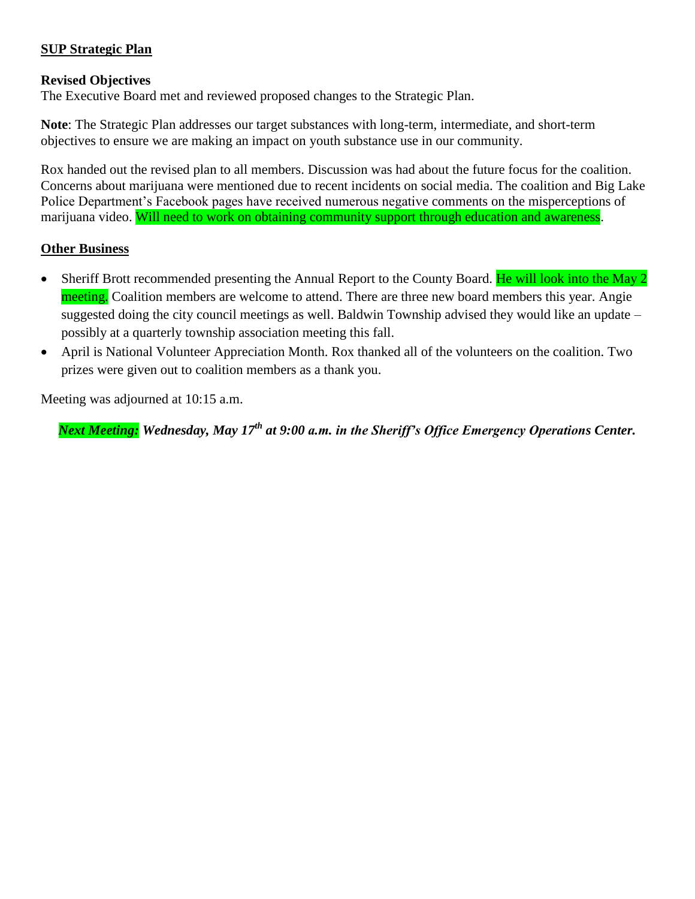**SUP Strategic Plan**

**Revised Objectives**

The Executive Board met and reviewed proposed changes to the Strategic Plan.

**Note**: The Strategic Plan addresses our target substances with long-term, intermediate, and short-term objectives to ensure we are making an impact on youth substance use in our community.

Rox handed out the revised plan to all members. Discussion was had about the future focus for the coalition. Concerns about marijuana were mentioned due to recent incidents on social media. The coalition and Big Lake Police Department's Facebook pages have received numerous negative comments on the misperceptions of marijuana video. Will need to work on obtaining community support through education and awareness.

**Other Business**

- Sheriff Brott recommended presenting the Annual Report to the County Board. He will look into the May 2 meeting. Coalition members are welcome to attend. There are three new board members this year. Angie suggested doing the city council meetings as well. Baldwin Township advised they would like an update – possibly at a quarterly township association meeting this fall.
- April is National Volunteer Appreciation Month. Rox thanked all of the volunteers on the coalition. Two prizes were given out to coalition members as a thank you.

Meeting was adjourned at 10:15 a.m.

***Next Meeting:* *Wednesday, May 17th at 9:00 a.m. in the Sheriff's Office Emergency Operations Center.***